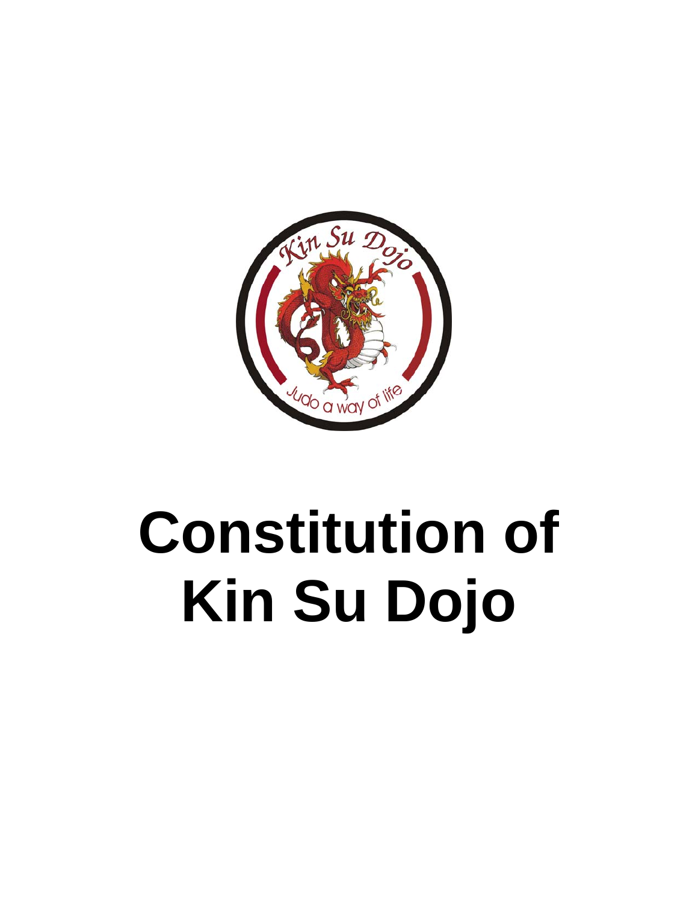# Constitution of Kin Su Dojo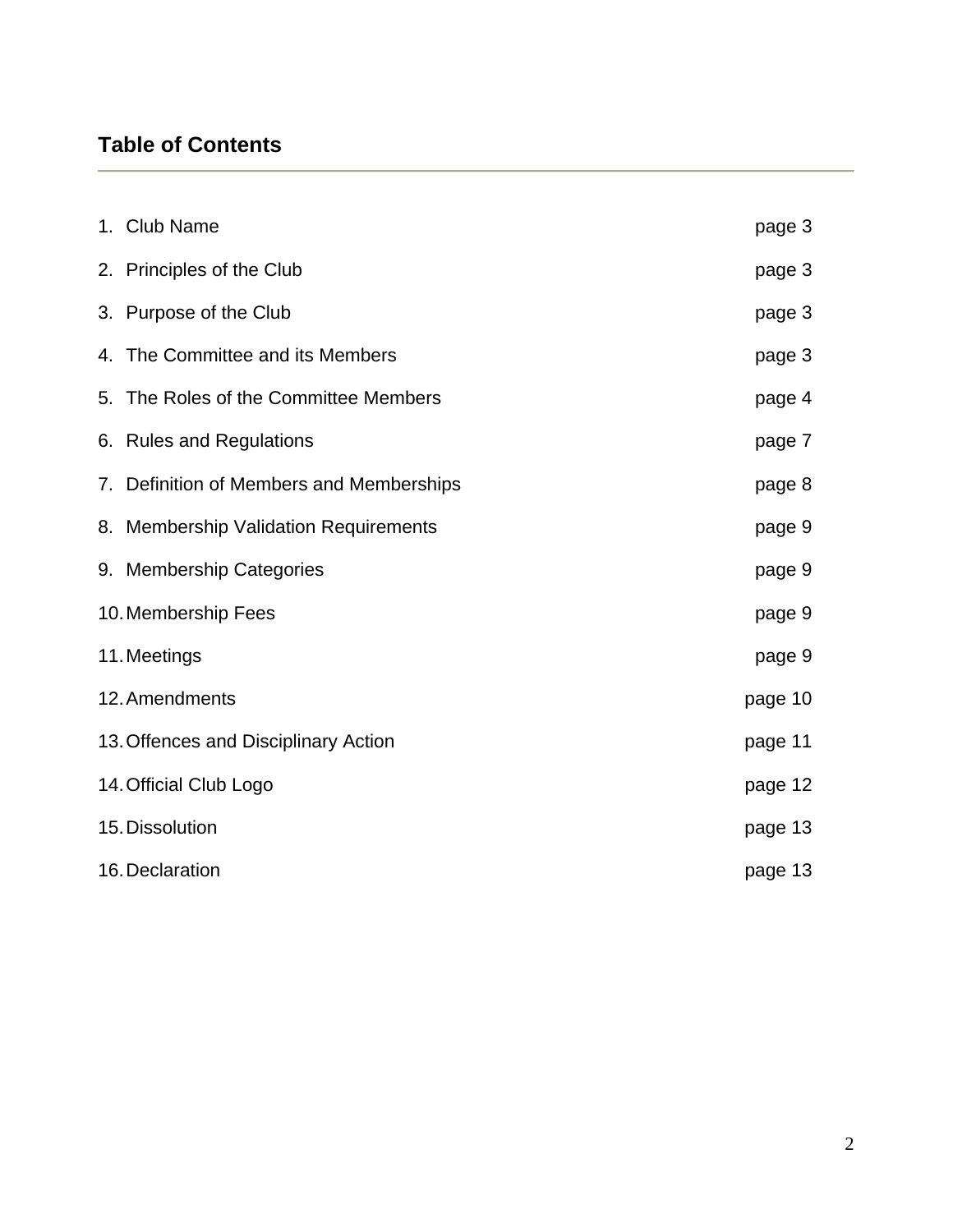## Table of Contents

| | | |
|---|---|---|
| 1. | Club Name | page 3 |
| 2. | Principles of the Club | page 3 |
| 3. | Purpose of the Club | page 3 |
| 4. | The Committee and its Members | page 3 |
| 5. | The Roles of the Committee Members | page 4 |
| 6. | Rules and Regulations | page 7 |
| 7. | Definition of Members and Memberships | page 8 |
| 8. | Membership Validation Requirements | page 9 |
| 9. | Membership Categories | page 9 |
| 10. | Membership Fees | page 9 |
| 11. | Meetings | page 9 |
| 12. | Amendments | page 10 |
| 13. | Offences and Disciplinary Action | page 11 |
| 14. | Official Club Logo | page 12 |
| 15. | Dissolution | page 13 |
| 16. | Declaration | page 13 |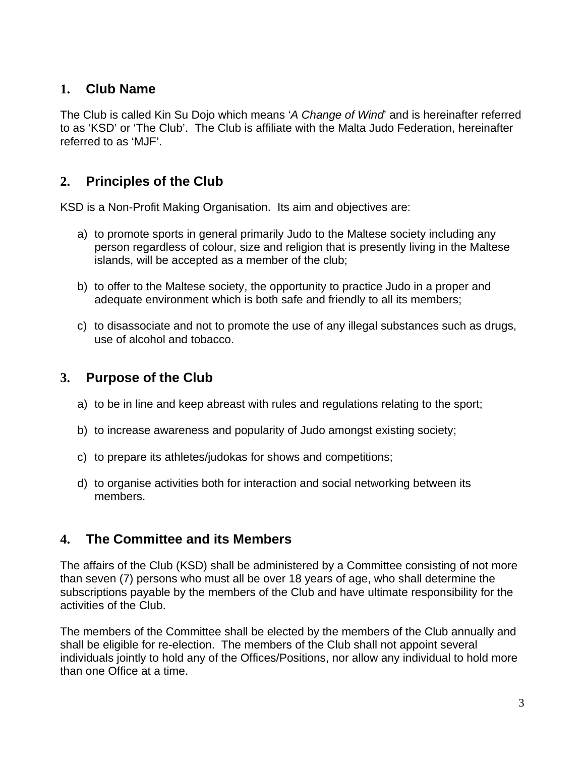## 1. Club Name

The Club is called Kin Su Dojo which means '*A Change of Wind*' and is hereinafter referred to as 'KSD' or 'The Club'. The Club is affiliate with the Malta Judo Federation, hereinafter referred to as 'MJF'.

## 2. Principles of the Club

KSD is a Non-Profit Making Organisation. Its aim and objectives are:

a) to promote sports in general primarily Judo to the Maltese society including any person regardless of colour, size and religion that is presently living in the Maltese islands, will be accepted as a member of the club;

b) to offer to the Maltese society, the opportunity to practice Judo in a proper and adequate environment which is both safe and friendly to all its members;

c) to disassociate and not to promote the use of any illegal substances such as drugs, use of alcohol and tobacco.

## 3. Purpose of the Club

a) to be in line and keep abreast with rules and regulations relating to the sport;

b) to increase awareness and popularity of Judo amongst existing society;

c) to prepare its athletes/judokas for shows and competitions;

d) to organise activities both for interaction and social networking between its members.

## 4. The Committee and its Members

The affairs of the Club (KSD) shall be administered by a Committee consisting of not more than seven (7) persons who must all be over 18 years of age, who shall determine the subscriptions payable by the members of the Club and have ultimate responsibility for the activities of the Club.

The members of the Committee shall be elected by the members of the Club annually and shall be eligible for re-election. The members of the Club shall not appoint several individuals jointly to hold any of the Offices/Positions, nor allow any individual to hold more than one Office at a time.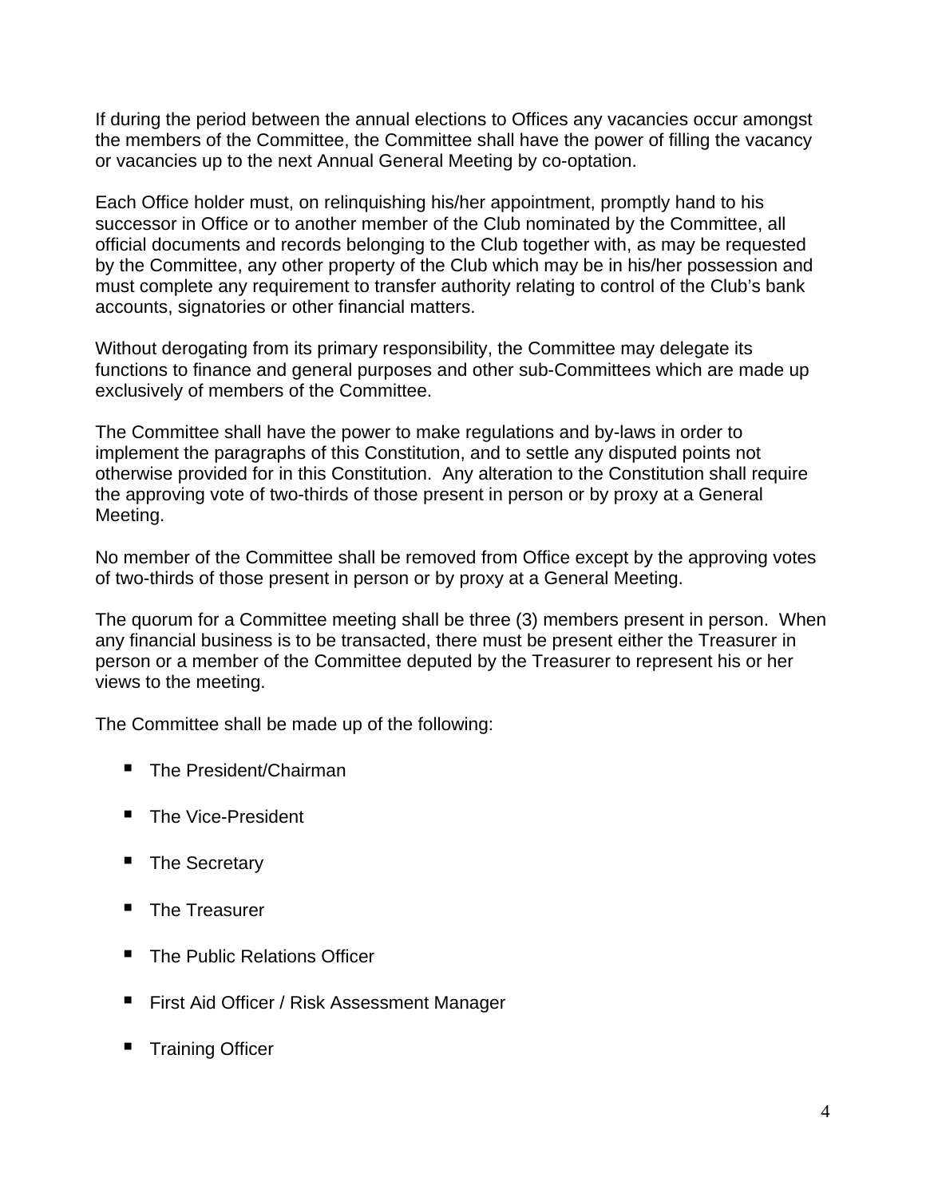If during the period between the annual elections to Offices any vacancies occur amongst the members of the Committee, the Committee shall have the power of filling the vacancy or vacancies up to the next Annual General Meeting by co-optation.

Each Office holder must, on relinquishing his/her appointment, promptly hand to his successor in Office or to another member of the Club nominated by the Committee, all official documents and records belonging to the Club together with, as may be requested by the Committee, any other property of the Club which may be in his/her possession and must complete any requirement to transfer authority relating to control of the Club's bank accounts, signatories or other financial matters.

Without derogating from its primary responsibility, the Committee may delegate its functions to finance and general purposes and other sub-Committees which are made up exclusively of members of the Committee.

The Committee shall have the power to make regulations and by-laws in order to implement the paragraphs of this Constitution, and to settle any disputed points not otherwise provided for in this Constitution. Any alteration to the Constitution shall require the approving vote of two-thirds of those present in person or by proxy at a General Meeting.

No member of the Committee shall be removed from Office except by the approving votes of two-thirds of those present in person or by proxy at a General Meeting.

The quorum for a Committee meeting shall be three (3) members present in person. When any financial business is to be transacted, there must be present either the Treasurer in person or a member of the Committee deputed by the Treasurer to represent his or her views to the meeting.

The Committee shall be made up of the following:

- The President/Chairman
- The Vice-President
- The Secretary
- The Treasurer
- The Public Relations Officer
- First Aid Officer / Risk Assessment Manager
- Training Officer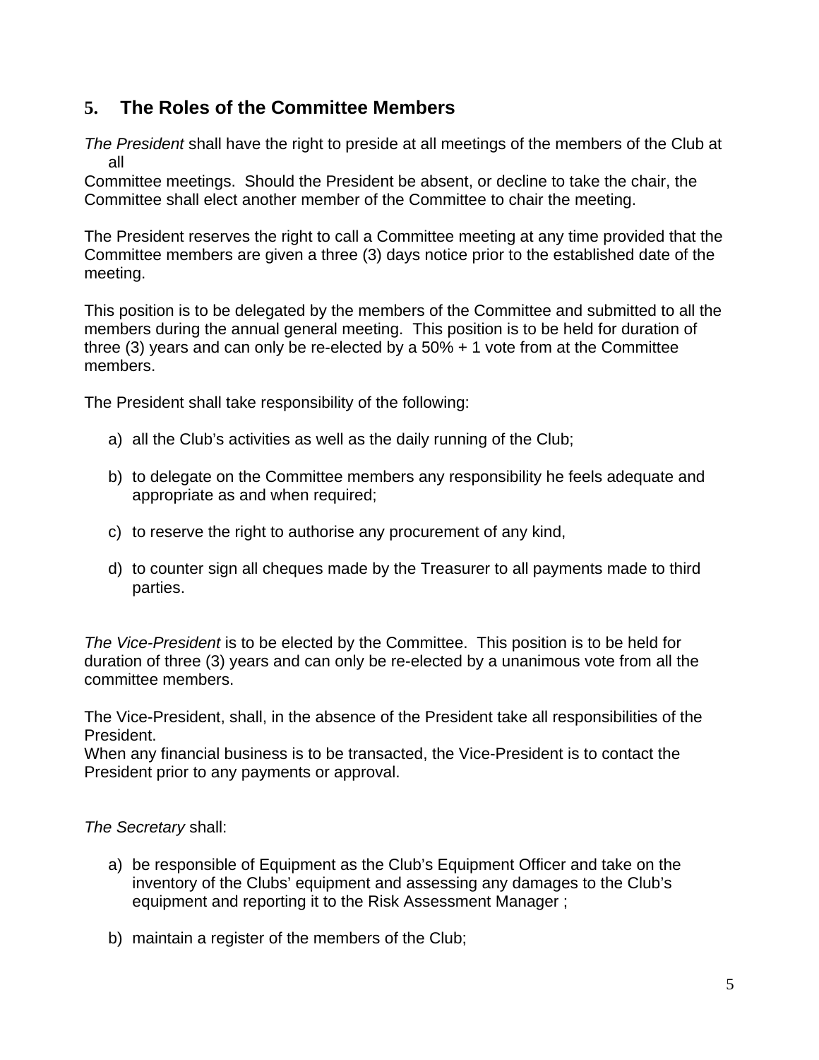## 5. The Roles of the Committee Members

*The President* shall have the right to preside at all meetings of the members of the Club at all Committee meetings. Should the President be absent, or decline to take the chair, the Committee shall elect another member of the Committee to chair the meeting.

The President reserves the right to call a Committee meeting at any time provided that the Committee members are given a three (3) days notice prior to the established date of the meeting.

This position is to be delegated by the members of the Committee and submitted to all the members during the annual general meeting. This position is to be held for duration of three (3) years and can only be re-elected by a 50% + 1 vote from at the Committee members.

The President shall take responsibility of the following:

a) all the Club's activities as well as the daily running of the Club;

b) to delegate on the Committee members any responsibility he feels adequate and appropriate as and when required;

c) to reserve the right to authorise any procurement of any kind,

d) to counter sign all cheques made by the Treasurer to all payments made to third parties.

*The Vice-President* is to be elected by the Committee. This position is to be held for duration of three (3) years and can only be re-elected by a unanimous vote from all the committee members.

The Vice-President, shall, in the absence of the President take all responsibilities of the President.
When any financial business is to be transacted, the Vice-President is to contact the President prior to any payments or approval.

*The Secretary* shall:

a) be responsible of Equipment as the Club's Equipment Officer and take on the inventory of the Clubs' equipment and assessing any damages to the Club's equipment and reporting it to the Risk Assessment Manager ;

b) maintain a register of the members of the Club;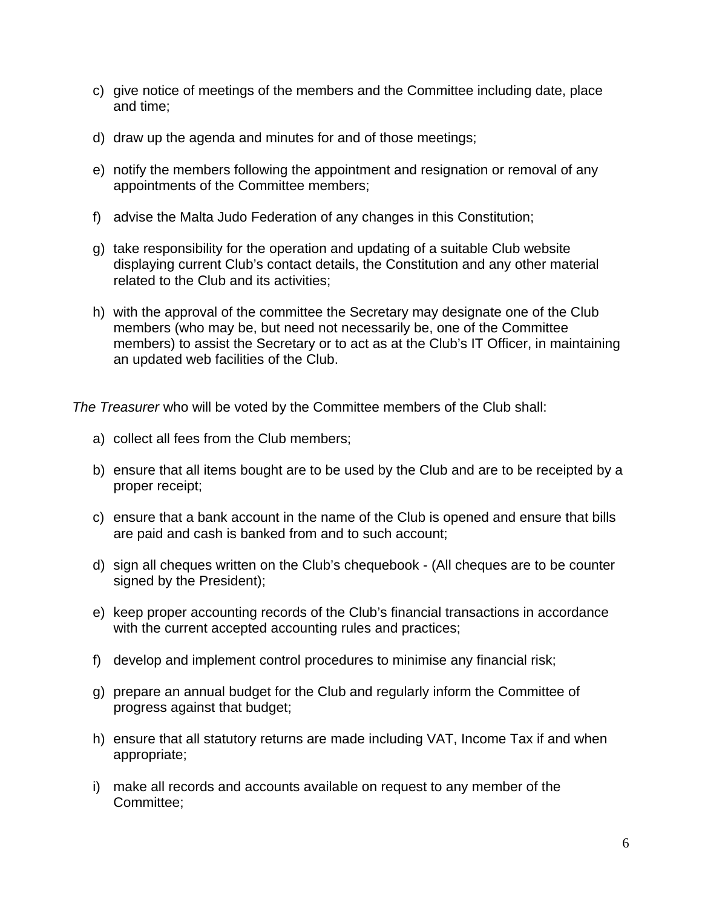c) give notice of meetings of the members and the Committee including date, place and time;

d) draw up the agenda and minutes for and of those meetings;

e) notify the members following the appointment and resignation or removal of any appointments of the Committee members;

f) advise the Malta Judo Federation of any changes in this Constitution;

g) take responsibility for the operation and updating of a suitable Club website displaying current Club's contact details, the Constitution and any other material related to the Club and its activities;

h) with the approval of the committee the Secretary may designate one of the Club members (who may be, but need not necessarily be, one of the Committee members) to assist the Secretary or to act as at the Club's IT Officer, in maintaining an updated web facilities of the Club.

*The Treasurer* who will be voted by the Committee members of the Club shall:

a) collect all fees from the Club members;

b) ensure that all items bought are to be used by the Club and are to be receipted by a proper receipt;

c) ensure that a bank account in the name of the Club is opened and ensure that bills are paid and cash is banked from and to such account;

d) sign all cheques written on the Club's chequebook - (All cheques are to be counter signed by the President);

e) keep proper accounting records of the Club's financial transactions in accordance with the current accepted accounting rules and practices;

f) develop and implement control procedures to minimise any financial risk;

g) prepare an annual budget for the Club and regularly inform the Committee of progress against that budget;

h) ensure that all statutory returns are made including VAT, Income Tax if and when appropriate;

i) make all records and accounts available on request to any member of the Committee;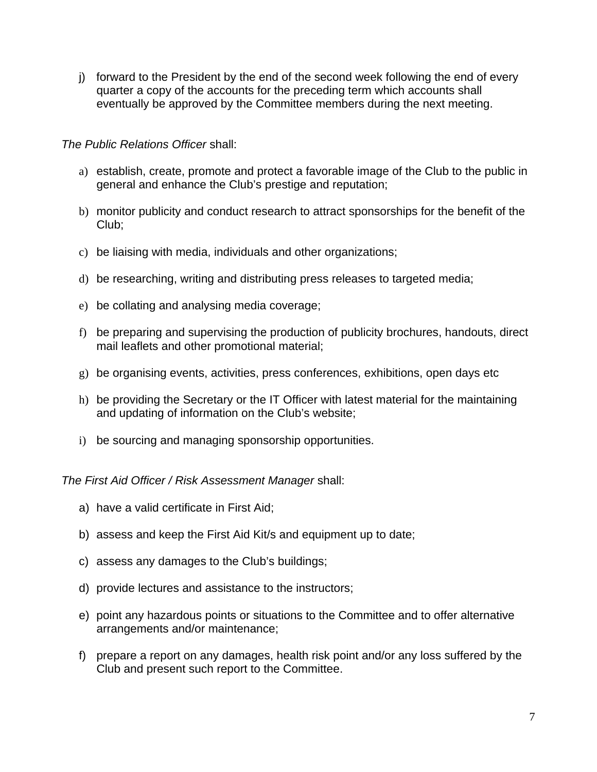j) forward to the President by the end of the second week following the end of every quarter a copy of the accounts for the preceding term which accounts shall eventually be approved by the Committee members during the next meeting.

*The Public Relations Officer* shall:

a) establish, create, promote and protect a favorable image of the Club to the public in general and enhance the Club's prestige and reputation;

b) monitor publicity and conduct research to attract sponsorships for the benefit of the Club;

c) be liaising with media, individuals and other organizations;

d) be researching, writing and distributing press releases to targeted media;

e) be collating and analysing media coverage;

f) be preparing and supervising the production of publicity brochures, handouts, direct mail leaflets and other promotional material;

g) be organising events, activities, press conferences, exhibitions, open days etc

h) be providing the Secretary or the IT Officer with latest material for the maintaining and updating of information on the Club's website;

i) be sourcing and managing sponsorship opportunities.

*The First Aid Officer / Risk Assessment Manager* shall:

a) have a valid certificate in First Aid;

b) assess and keep the First Aid Kit/s and equipment up to date;

c) assess any damages to the Club's buildings;

d) provide lectures and assistance to the instructors;

e) point any hazardous points or situations to the Committee and to offer alternative arrangements and/or maintenance;

f) prepare a report on any damages, health risk point and/or any loss suffered by the Club and present such report to the Committee.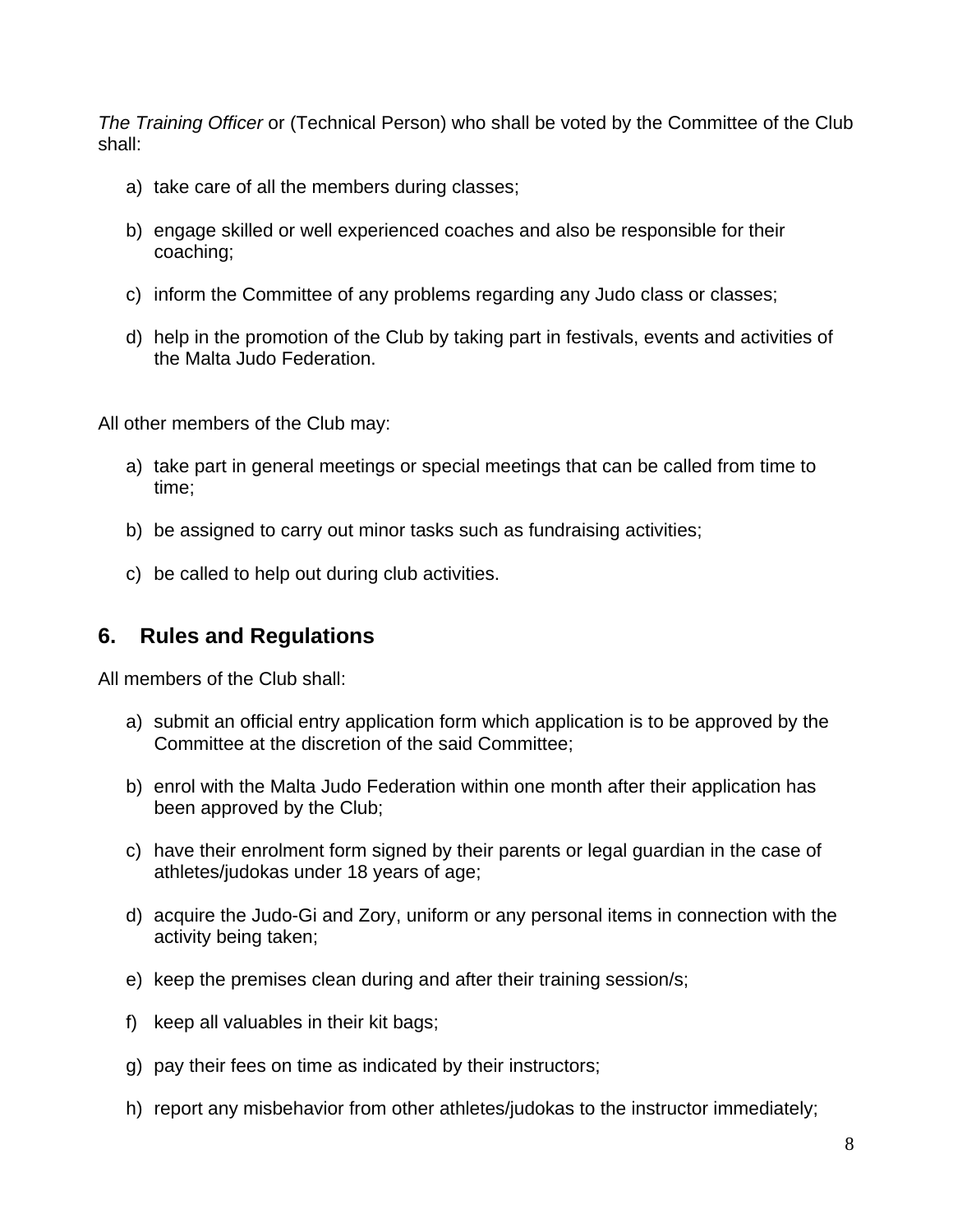*The Training Officer* or (Technical Person) who shall be voted by the Committee of the Club shall:

a) take care of all the members during classes;

b) engage skilled or well experienced coaches and also be responsible for their coaching;

c) inform the Committee of any problems regarding any Judo class or classes;

d) help in the promotion of the Club by taking part in festivals, events and activities of the Malta Judo Federation.

All other members of the Club may:

a) take part in general meetings or special meetings that can be called from time to time;

b) be assigned to carry out minor tasks such as fundraising activities;

c) be called to help out during club activities.

## 6. Rules and Regulations

All members of the Club shall:

a) submit an official entry application form which application is to be approved by the Committee at the discretion of the said Committee;

b) enrol with the Malta Judo Federation within one month after their application has been approved by the Club;

c) have their enrolment form signed by their parents or legal guardian in the case of athletes/judokas under 18 years of age;

d) acquire the Judo-Gi and Zory, uniform or any personal items in connection with the activity being taken;

e) keep the premises clean during and after their training session/s;

f) keep all valuables in their kit bags;

g) pay their fees on time as indicated by their instructors;

h) report any misbehavior from other athletes/judokas to the instructor immediately;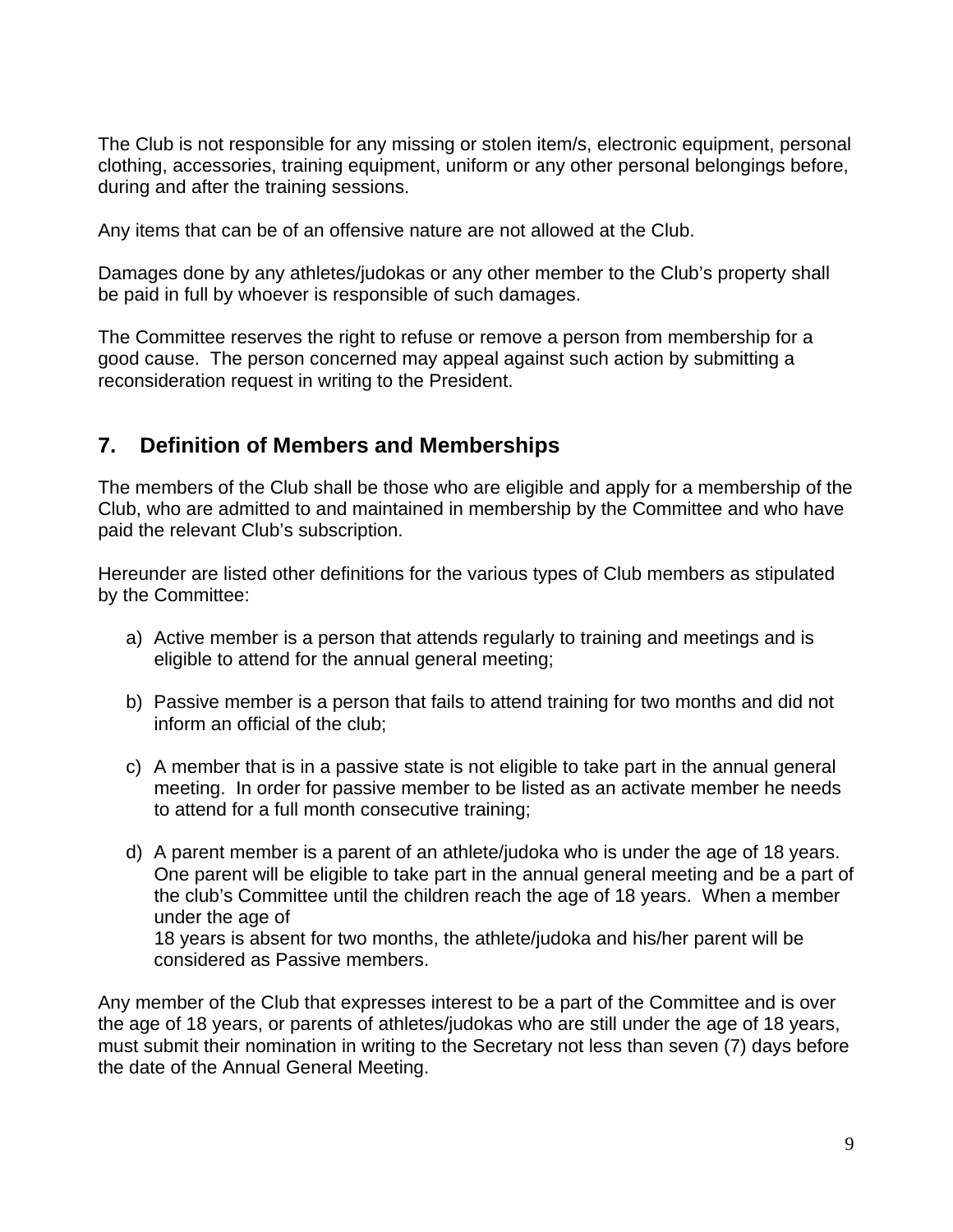The Club is not responsible for any missing or stolen item/s, electronic equipment, personal clothing, accessories, training equipment, uniform or any other personal belongings before, during and after the training sessions.

Any items that can be of an offensive nature are not allowed at the Club.

Damages done by any athletes/judokas or any other member to the Club's property shall be paid in full by whoever is responsible of such damages.

The Committee reserves the right to refuse or remove a person from membership for a good cause. The person concerned may appeal against such action by submitting a reconsideration request in writing to the President.

## 7. Definition of Members and Memberships

The members of the Club shall be those who are eligible and apply for a membership of the Club, who are admitted to and maintained in membership by the Committee and who have paid the relevant Club's subscription.

Hereunder are listed other definitions for the various types of Club members as stipulated by the Committee:

a) Active member is a person that attends regularly to training and meetings and is eligible to attend for the annual general meeting;

b) Passive member is a person that fails to attend training for two months and did not inform an official of the club;

c) A member that is in a passive state is not eligible to take part in the annual general meeting. In order for passive member to be listed as an activate member he needs to attend for a full month consecutive training;

d) A parent member is a parent of an athlete/judoka who is under the age of 18 years. One parent will be eligible to take part in the annual general meeting and be a part of the club's Committee until the children reach the age of 18 years. When a member under the age of 18 years is absent for two months, the athlete/judoka and his/her parent will be considered as Passive members.

Any member of the Club that expresses interest to be a part of the Committee and is over the age of 18 years, or parents of athletes/judokas who are still under the age of 18 years, must submit their nomination in writing to the Secretary not less than seven (7) days before the date of the Annual General Meeting.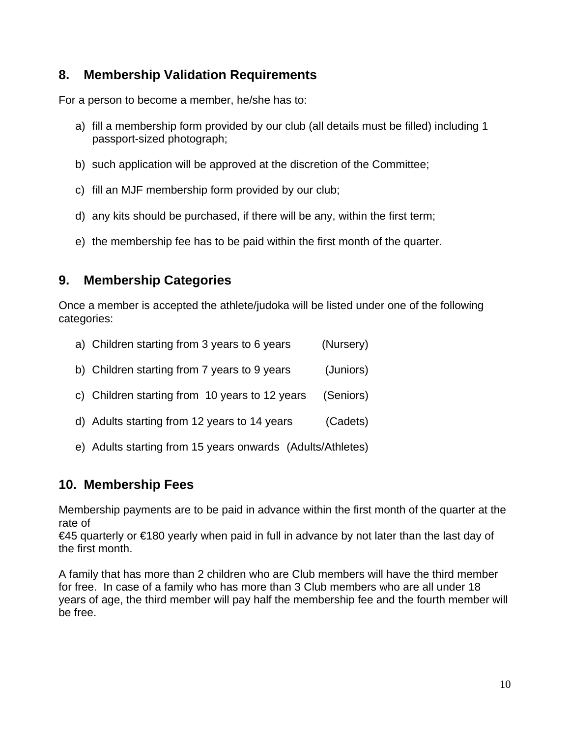## 8. Membership Validation Requirements

For a person to become a member, he/she has to:

a) fill a membership form provided by our club (all details must be filled) including 1 passport-sized photograph;

b) such application will be approved at the discretion of the Committee;

c) fill an MJF membership form provided by our club;

d) any kits should be purchased, if there will be any, within the first term;

e) the membership fee has to be paid within the first month of the quarter.

## 9. Membership Categories

Once a member is accepted the athlete/judoka will be listed under one of the following categories:

a) Children starting from 3 years to 6 years (Nursery)

b) Children starting from 7 years to 9 years (Juniors)

c) Children starting from 10 years to 12 years (Seniors)

d) Adults starting from 12 years to 14 years (Cadets)

e) Adults starting from 15 years onwards (Adults/Athletes)

## 10. Membership Fees

Membership payments are to be paid in advance within the first month of the quarter at the rate of
€45 quarterly or €180 yearly when paid in full in advance by not later than the last day of the first month.

A family that has more than 2 children who are Club members will have the third member for free. In case of a family who has more than 3 Club members who are all under 18 years of age, the third member will pay half the membership fee and the fourth member will be free.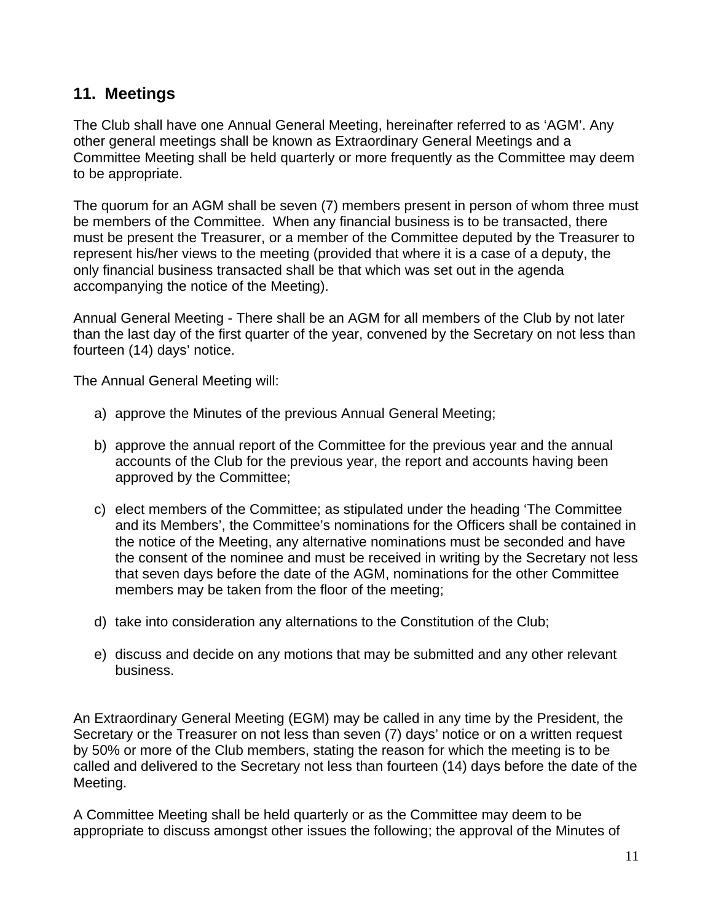## 11. Meetings

The Club shall have one Annual General Meeting, hereinafter referred to as 'AGM'. Any other general meetings shall be known as Extraordinary General Meetings and a Committee Meeting shall be held quarterly or more frequently as the Committee may deem to be appropriate.

The quorum for an AGM shall be seven (7) members present in person of whom three must be members of the Committee. When any financial business is to be transacted, there must be present the Treasurer, or a member of the Committee deputed by the Treasurer to represent his/her views to the meeting (provided that where it is a case of a deputy, the only financial business transacted shall be that which was set out in the agenda accompanying the notice of the Meeting).

Annual General Meeting - There shall be an AGM for all members of the Club by not later than the last day of the first quarter of the year, convened by the Secretary on not less than fourteen (14) days' notice.

The Annual General Meeting will:

a) approve the Minutes of the previous Annual General Meeting;

b) approve the annual report of the Committee for the previous year and the annual accounts of the Club for the previous year, the report and accounts having been approved by the Committee;

c) elect members of the Committee; as stipulated under the heading 'The Committee and its Members', the Committee's nominations for the Officers shall be contained in the notice of the Meeting, any alternative nominations must be seconded and have the consent of the nominee and must be received in writing by the Secretary not less that seven days before the date of the AGM, nominations for the other Committee members may be taken from the floor of the meeting;

d) take into consideration any alternations to the Constitution of the Club;

e) discuss and decide on any motions that may be submitted and any other relevant business.

An Extraordinary General Meeting (EGM) may be called in any time by the President, the Secretary or the Treasurer on not less than seven (7) days' notice or on a written request by 50% or more of the Club members, stating the reason for which the meeting is to be called and delivered to the Secretary not less than fourteen (14) days before the date of the Meeting.

A Committee Meeting shall be held quarterly or as the Committee may deem to be appropriate to discuss amongst other issues the following; the approval of the Minutes of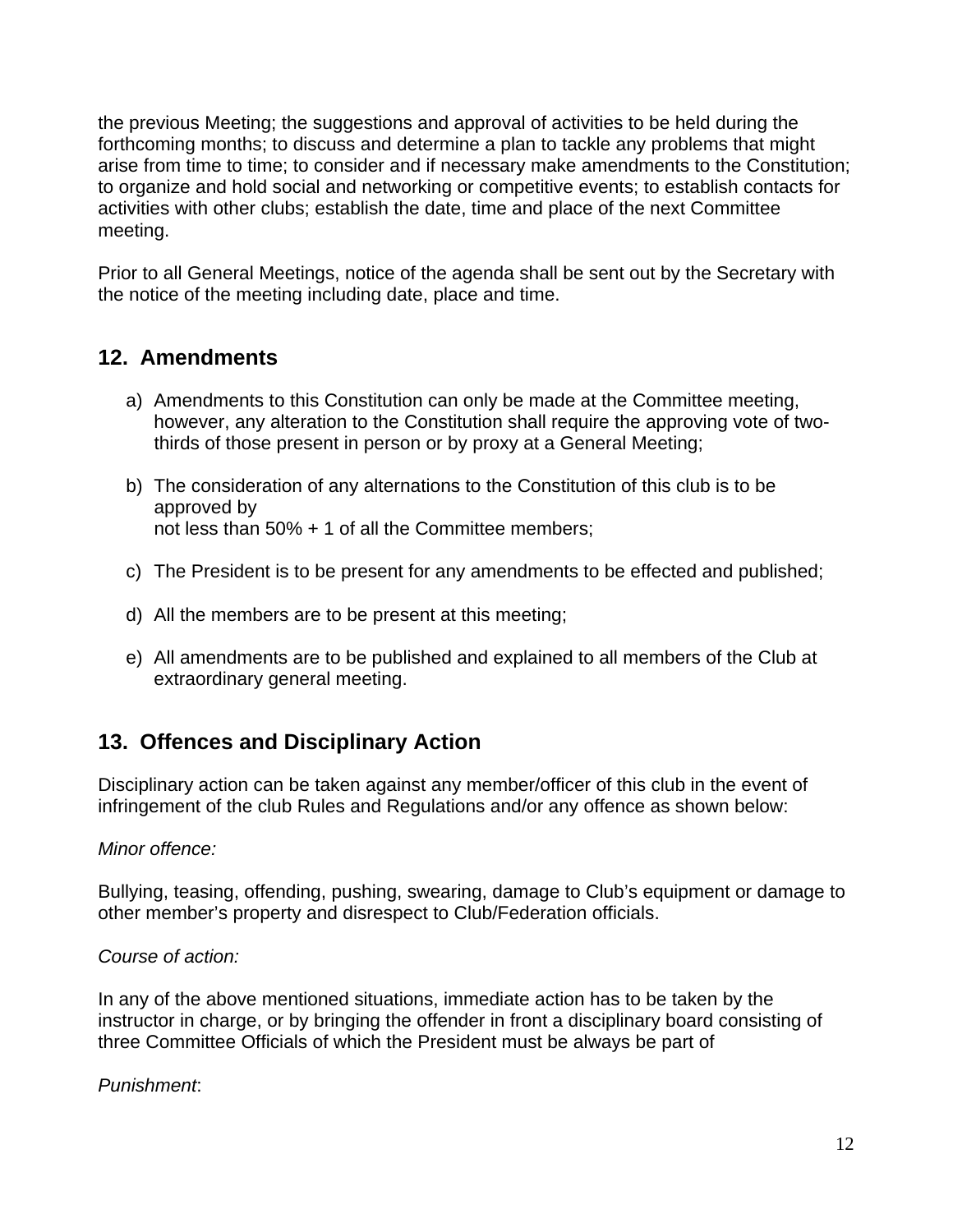the previous Meeting; the suggestions and approval of activities to be held during the forthcoming months; to discuss and determine a plan to tackle any problems that might arise from time to time; to consider and if necessary make amendments to the Constitution; to organize and hold social and networking or competitive events; to establish contacts for activities with other clubs; establish the date, time and place of the next Committee meeting.

Prior to all General Meetings, notice of the agenda shall be sent out by the Secretary with the notice of the meeting including date, place and time.

## 12. Amendments

a) Amendments to this Constitution can only be made at the Committee meeting, however, any alteration to the Constitution shall require the approving vote of two-thirds of those present in person or by proxy at a General Meeting;

b) The consideration of any alternations to the Constitution of this club is to be approved by
   not less than 50% + 1 of all the Committee members;

c) The President is to be present for any amendments to be effected and published;

d) All the members are to be present at this meeting;

e) All amendments are to be published and explained to all members of the Club at extraordinary general meeting.

## 13. Offences and Disciplinary Action

Disciplinary action can be taken against any member/officer of this club in the event of infringement of the club Rules and Regulations and/or any offence as shown below:

*Minor offence:*

Bullying, teasing, offending, pushing, swearing, damage to Club's equipment or damage to other member's property and disrespect to Club/Federation officials.

*Course of action:*

In any of the above mentioned situations, immediate action has to be taken by the instructor in charge, or by bringing the offender in front a disciplinary board consisting of three Committee Officials of which the President must be always be part of

*Punishment*: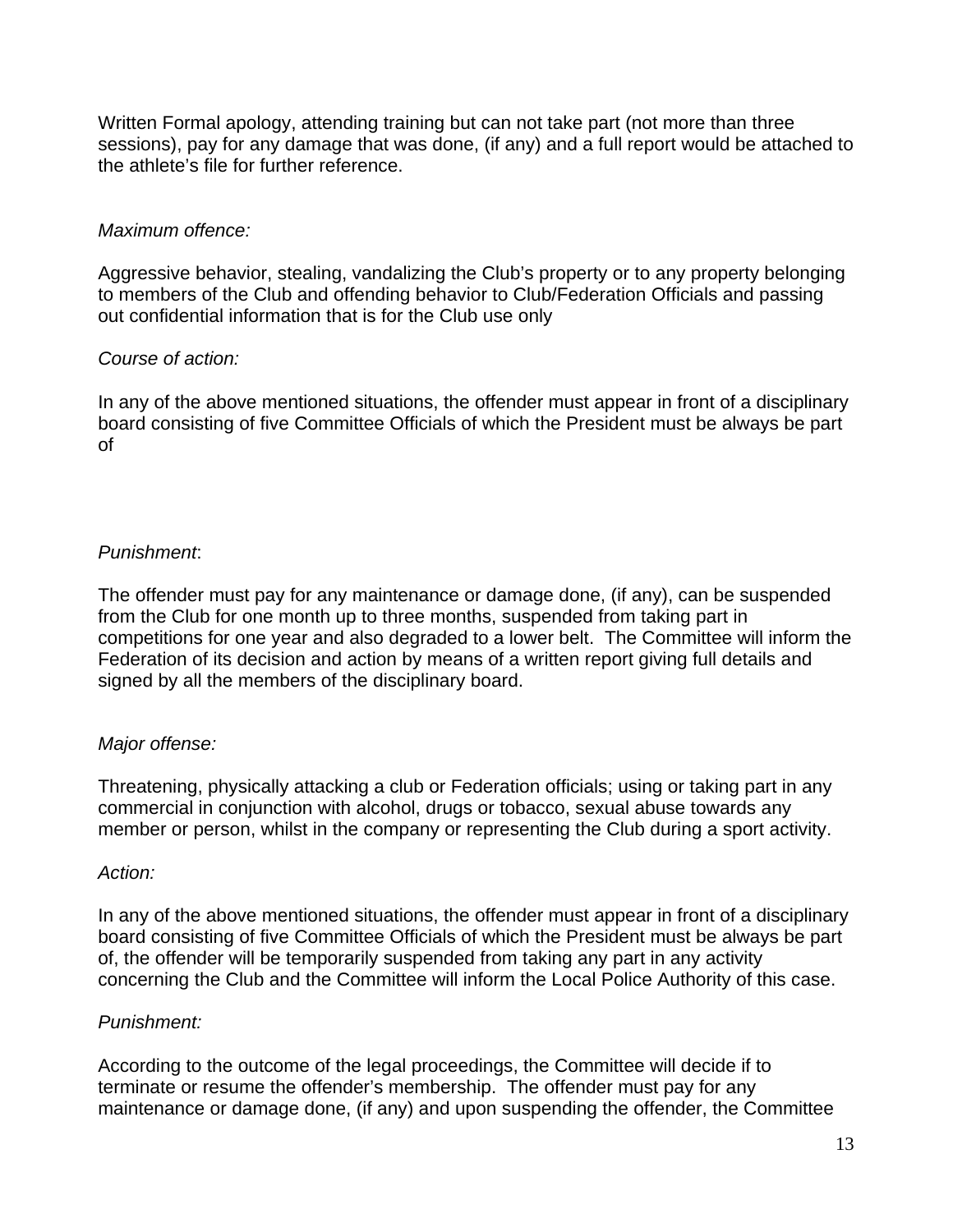Written Formal apology, attending training but can not take part (not more than three sessions), pay for any damage that was done, (if any) and a full report would be attached to the athlete's file for further reference.

*Maximum offence:*

Aggressive behavior, stealing, vandalizing the Club's property or to any property belonging to members of the Club and offending behavior to Club/Federation Officials and passing out confidential information that is for the Club use only

*Course of action:*

In any of the above mentioned situations, the offender must appear in front of a disciplinary board consisting of five Committee Officials of which the President must be always be part of

*Punishment*:

The offender must pay for any maintenance or damage done, (if any), can be suspended from the Club for one month up to three months, suspended from taking part in competitions for one year and also degraded to a lower belt. The Committee will inform the Federation of its decision and action by means of a written report giving full details and signed by all the members of the disciplinary board.

*Major offense:*

Threatening, physically attacking a club or Federation officials; using or taking part in any commercial in conjunction with alcohol, drugs or tobacco, sexual abuse towards any member or person, whilst in the company or representing the Club during a sport activity.

*Action:*

In any of the above mentioned situations, the offender must appear in front of a disciplinary board consisting of five Committee Officials of which the President must be always be part of, the offender will be temporarily suspended from taking any part in any activity concerning the Club and the Committee will inform the Local Police Authority of this case.

*Punishment:*

According to the outcome of the legal proceedings, the Committee will decide if to terminate or resume the offender's membership. The offender must pay for any maintenance or damage done, (if any) and upon suspending the offender, the Committee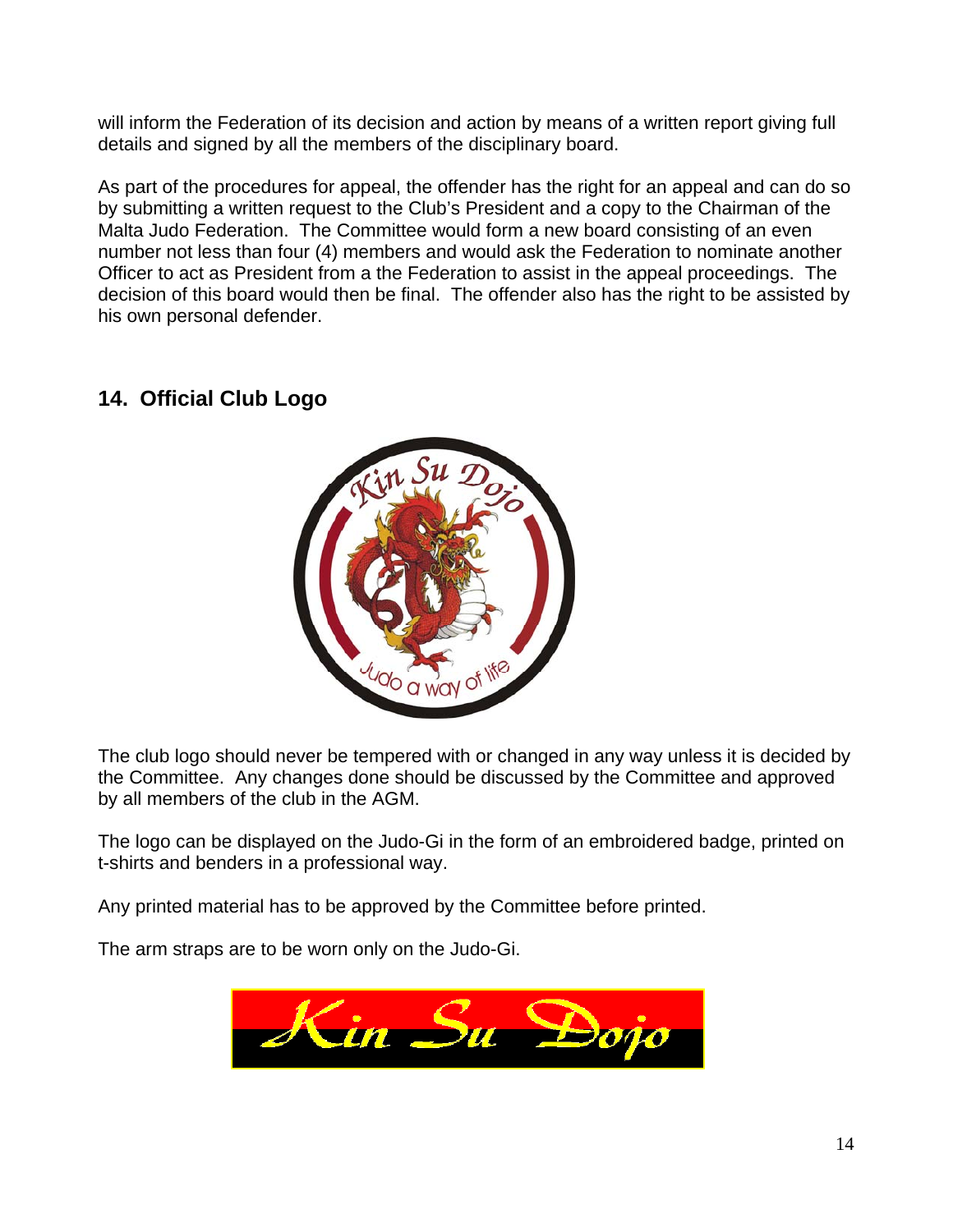will inform the Federation of its decision and action by means of a written report giving full details and signed by all the members of the disciplinary board.

As part of the procedures for appeal, the offender has the right for an appeal and can do so by submitting a written request to the Club's President and a copy to the Chairman of the Malta Judo Federation. The Committee would form a new board consisting of an even number not less than four (4) members and would ask the Federation to nominate another Officer to act as President from a the Federation to assist in the appeal proceedings. The decision of this board would then be final. The offender also has the right to be assisted by his own personal defender.

## 14. Official Club Logo

The club logo should never be tempered with or changed in any way unless it is decided by the Committee. Any changes done should be discussed by the Committee and approved by all members of the club in the AGM.

The logo can be displayed on the Judo-Gi in the form of an embroidered badge, printed on t-shirts and benders in a professional way.

Any printed material has to be approved by the Committee before printed.

The arm straps are to be worn only on the Judo-Gi.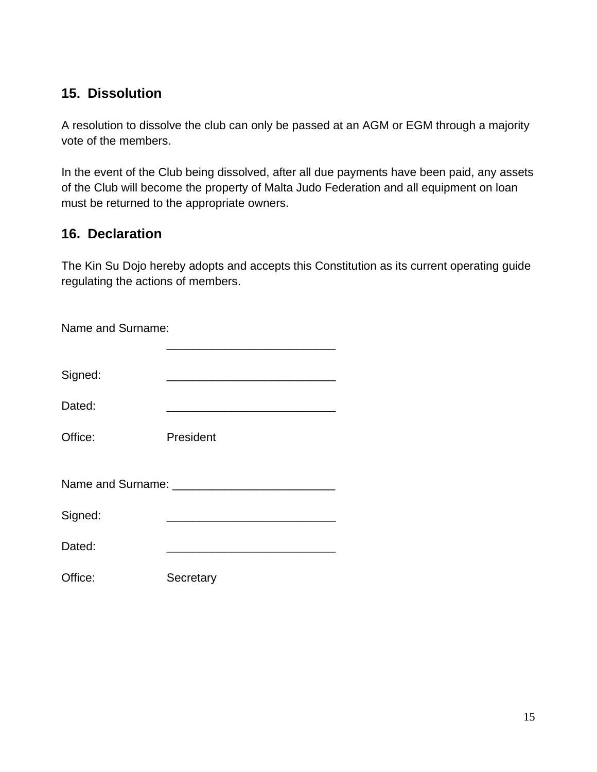## 15. Dissolution

A resolution to dissolve the club can only be passed at an AGM or EGM through a majority vote of the members.

In the event of the Club being dissolved, after all due payments have been paid, any assets of the Club will become the property of Malta Judo Federation and all equipment on loan must be returned to the appropriate owners.

## 16. Declaration

The Kin Su Dojo hereby adopts and accepts this Constitution as its current operating guide regulating the actions of members.

Name and Surname: __________________________

Signed: __________________________

Dated: __________________________

Office: President

Name and Surname: _________________________

Signed: __________________________

Dated: __________________________

Office: Secretary